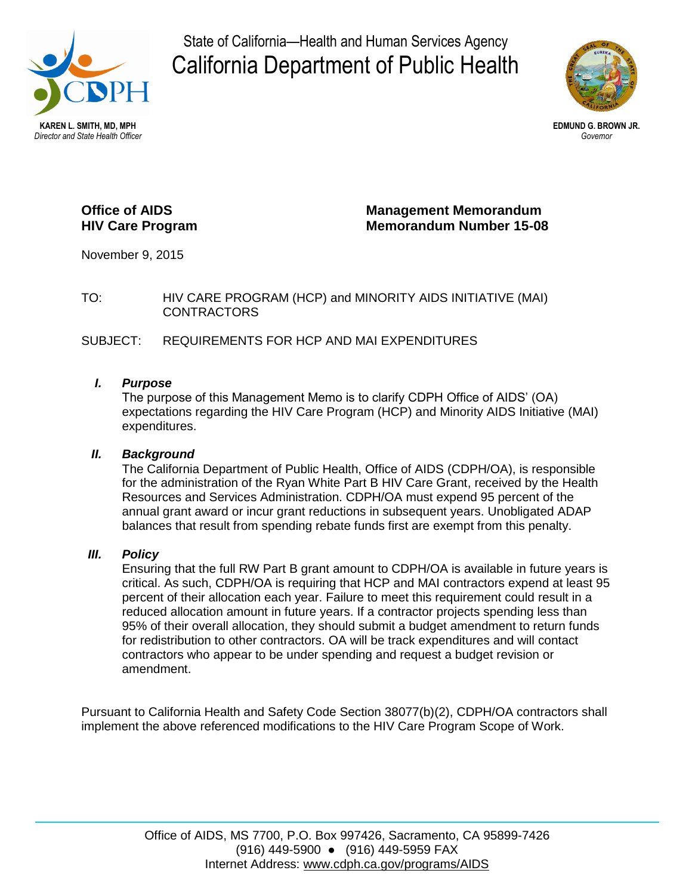State of California—Health and Human Services Agency

# California Department of Public Health

**KAREN L. SMITH, MD, MPH**
*Director and State Health Officer*

**EDMUND G. BROWN JR.**
*Governor*

**Office of AIDS**
**HIV Care Program**

**Management Memorandum**
**Memorandum Number 15-08**

November 9, 2015

TO: HIV CARE PROGRAM (HCP) and MINORITY AIDS INITIATIVE (MAI) CONTRACTORS

SUBJECT: REQUIREMENTS FOR HCP AND MAI EXPENDITURES

### *I. Purpose*

The purpose of this Management Memo is to clarify CDPH Office of AIDS' (OA) expectations regarding the HIV Care Program (HCP) and Minority AIDS Initiative (MAI) expenditures.

### *II. Background*

The California Department of Public Health, Office of AIDS (CDPH/OA), is responsible for the administration of the Ryan White Part B HIV Care Grant, received by the Health Resources and Services Administration. CDPH/OA must expend 95 percent of the annual grant award or incur grant reductions in subsequent years. Unobligated ADAP balances that result from spending rebate funds first are exempt from this penalty.

### *III. Policy*

Ensuring that the full RW Part B grant amount to CDPH/OA is available in future years is critical. As such, CDPH/OA is requiring that HCP and MAI contractors expend at least 95 percent of their allocation each year. Failure to meet this requirement could result in a reduced allocation amount in future years. If a contractor projects spending less than 95% of their overall allocation, they should submit a budget amendment to return funds for redistribution to other contractors. OA will be track expenditures and will contact contractors who appear to be under spending and request a budget revision or amendment.

Pursuant to California Health and Safety Code Section 38077(b)(2), CDPH/OA contractors shall implement the above referenced modifications to the HIV Care Program Scope of Work.

Office of AIDS, MS 7700, P.O. Box 997426, Sacramento, CA 95899-7426
(916) 449-5900 ● (916) 449-5959 FAX
Internet Address: www.cdph.ca.gov/programs/AIDS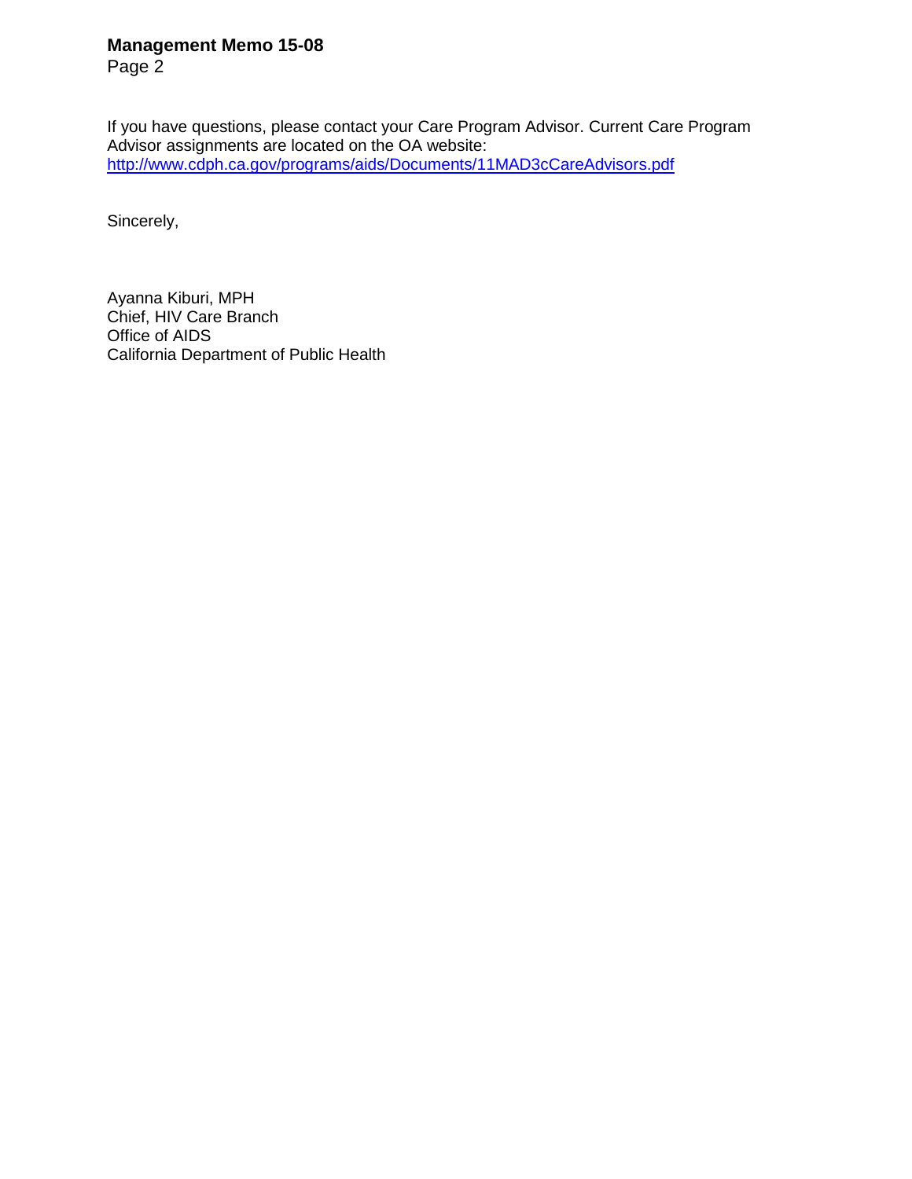If you have questions, please contact your Care Program Advisor. Current Care Program Advisor assignments are located on the OA website: [http://www.cdph.ca.gov/programs/aids/Documents/11MAD3cCareAdvisors.pdf](http://www.cdph.ca.gov/programs/aids/Documents/11MAD3cCareAdvisors.pdf)

Sincerely,

Ayanna Kiburi, MPH
Chief, HIV Care Branch
Office of AIDS
California Department of Public Health